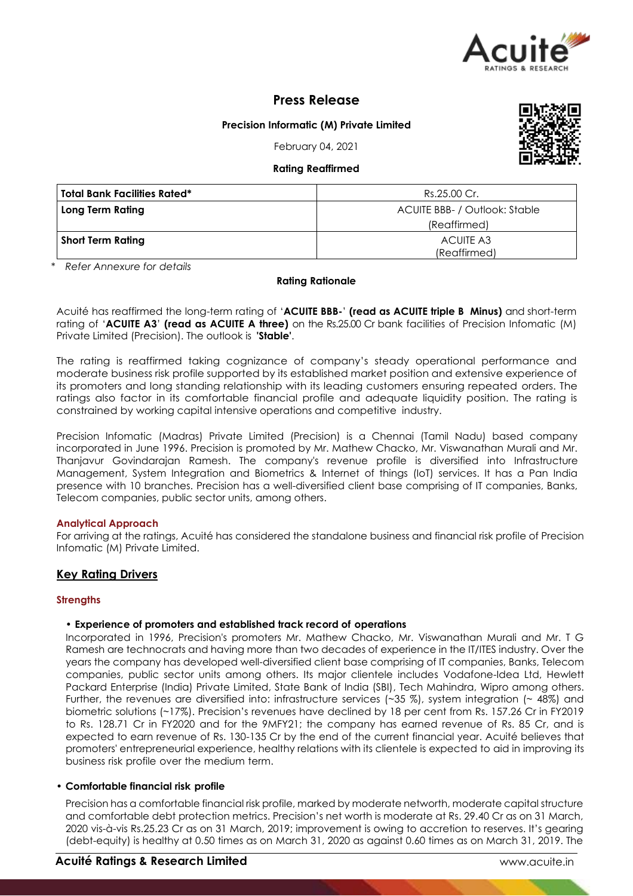# Press Release

**Precision Informatic (M) Private Limited**

February 04, 2021

**Rating Reaffirmed**

| **Total Bank Facilities Rated*** | Rs.25.00 Cr. |
|---|---|
| **Long Term Rating** | ACUITE BBB- / Outlook: Stable (Reaffirmed) |
| **Short Term Rating** | ACUITE A3 (Reaffirmed) |

\* *Refer Annexure for details*

**Rating Rationale**

Acuité has reaffirmed the long-term rating of '**ACUITE BBB-**' **(read as ACUITE triple B Minus)** and short-term rating of '**ACUITE A3**' **(read as ACUITE A three)** on the Rs.25.00 Cr bank facilities of Precision Infomatic (M) Private Limited (Precision). The outlook is **'Stable'**.

The rating is reaffirmed taking cognizance of company's steady operational performance and moderate business risk profile supported by its established market position and extensive experience of its promoters and long standing relationship with its leading customers ensuring repeated orders. The ratings also factor in its comfortable financial profile and adequate liquidity position. The rating is constrained by working capital intensive operations and competitive industry.

Precision Infomatic (Madras) Private Limited (Precision) is a Chennai (Tamil Nadu) based company incorporated in June 1996. Precision is promoted by Mr. Mathew Chacko, Mr. Viswanathan Murali and Mr. Thanjavur Govindarajan Ramesh. The company's revenue profile is diversified into Infrastructure Management, System Integration and Biometrics & Internet of things (IoT) services. It has a Pan India presence with 10 branches. Precision has a well-diversified client base comprising of IT companies, Banks, Telecom companies, public sector units, among others.

### Analytical Approach

For arriving at the ratings, Acuité has considered the standalone business and financial risk profile of Precision Infomatic (M) Private Limited.

## Key Rating Drivers

### Strengths

- **Experience of promoters and established track record of operations**

  Incorporated in 1996, Precision's promoters Mr. Mathew Chacko, Mr. Viswanathan Murali and Mr. T G Ramesh are technocrats and having more than two decades of experience in the IT/ITES industry. Over the years the company has developed well-diversified client base comprising of IT companies, Banks, Telecom companies, public sector units among others. Its major clientele includes Vodafone-Idea Ltd, Hewlett Packard Enterprise (India) Private Limited, State Bank of India (SBI), Tech Mahindra, Wipro among others. Further, the revenues are diversified into: infrastructure services (~35 %), system integration (~ 48%) and biometric solutions (~17%). Precision's revenues have declined by 18 per cent from Rs. 157.26 Cr in FY2019 to Rs. 128.71 Cr in FY2020 and for the 9MFY21; the company has earned revenue of Rs. 85 Cr, and is expected to earn revenue of Rs. 130-135 Cr by the end of the current financial year. Acuité believes that promoters' entrepreneurial experience, healthy relations with its clientele is expected to aid in improving its business risk profile over the medium term.

- **Comfortable financial risk profile**

  Precision has a comfortable financial risk profile, marked by moderate networth, moderate capital structure and comfortable debt protection metrics. Precision's net worth is moderate at Rs. 29.40 Cr as on 31 March, 2020 vis-à-vis Rs.25.23 Cr as on 31 March, 2019; improvement is owing to accretion to reserves. It's gearing (debt-equity) is healthy at 0.50 times as on March 31, 2020 as against 0.60 times as on March 31, 2019. The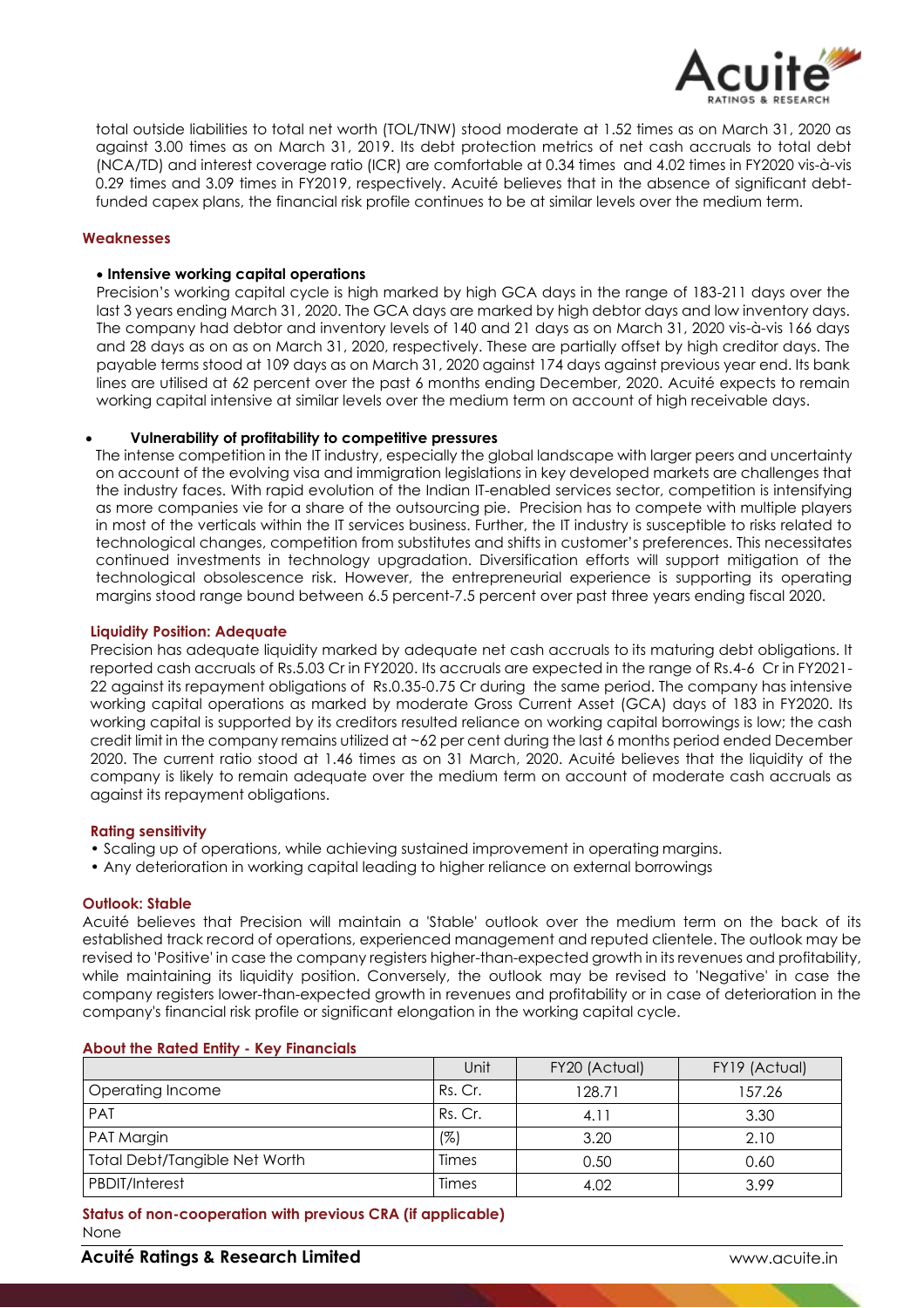total outside liabilities to total net worth (TOL/TNW) stood moderate at 1.52 times as on March 31, 2020 as against 3.00 times as on March 31, 2019. Its debt protection metrics of net cash accruals to total debt (NCA/TD) and interest coverage ratio (ICR) are comfortable at 0.34 times and 4.02 times in FY2020 vis-à-vis 0.29 times and 3.09 times in FY2019, respectively. Acuité believes that in the absence of significant debt-funded capex plans, the financial risk profile continues to be at similar levels over the medium term.

## Weaknesses

- **Intensive working capital operations**

Precision's working capital cycle is high marked by high GCA days in the range of 183-211 days over the last 3 years ending March 31, 2020. The GCA days are marked by high debtor days and low inventory days. The company had debtor and inventory levels of 140 and 21 days as on March 31, 2020 vis-à-vis 166 days and 28 days as on as on March 31, 2020, respectively. These are partially offset by high creditor days. The payable terms stood at 109 days as on March 31, 2020 against 174 days against previous year end. Its bank lines are utilised at 62 percent over the past 6 months ending December, 2020. Acuité expects to remain working capital intensive at similar levels over the medium term on account of high receivable days.

- **Vulnerability of profitability to competitive pressures**

The intense competition in the IT industry, especially the global landscape with larger peers and uncertainty on account of the evolving visa and immigration legislations in key developed markets are challenges that the industry faces. With rapid evolution of the Indian IT-enabled services sector, competition is intensifying as more companies vie for a share of the outsourcing pie. Precision has to compete with multiple players in most of the verticals within the IT services business. Further, the IT industry is susceptible to risks related to technological changes, competition from substitutes and shifts in customer's preferences. This necessitates continued investments in technology upgradation. Diversification efforts will support mitigation of the technological obsolescence risk. However, the entrepreneurial experience is supporting its operating margins stood range bound between 6.5 percent-7.5 percent over past three years ending fiscal 2020.

## Liquidity Position: Adequate

Precision has adequate liquidity marked by adequate net cash accruals to its maturing debt obligations. It reported cash accruals of Rs.5.03 Cr in FY2020. Its accruals are expected in the range of Rs.4-6 Cr in FY2021-22 against its repayment obligations of Rs.0.35-0.75 Cr during the same period. The company has intensive working capital operations as marked by moderate Gross Current Asset (GCA) days of 183 in FY2020. Its working capital is supported by its creditors resulted reliance on working capital borrowings is low; the cash credit limit in the company remains utilized at ~62 per cent during the last 6 months period ended December 2020. The current ratio stood at 1.46 times as on 31 March, 2020. Acuité believes that the liquidity of the company is likely to remain adequate over the medium term on account of moderate cash accruals as against its repayment obligations.

## Rating sensitivity

- Scaling up of operations, while achieving sustained improvement in operating margins.
- Any deterioration in working capital leading to higher reliance on external borrowings

## Outlook: Stable

Acuité believes that Precision will maintain a 'Stable' outlook over the medium term on the back of its established track record of operations, experienced management and reputed clientele. The outlook may be revised to 'Positive' in case the company registers higher-than-expected growth in its revenues and profitability, while maintaining its liquidity position. Conversely, the outlook may be revised to 'Negative' in case the company registers lower-than-expected growth in revenues and profitability or in case of deterioration in the company's financial risk profile or significant elongation in the working capital cycle.

## About the Rated Entity - Key Financials

| | Unit | FY20 (Actual) | FY19 (Actual) |
|---|---|---|---|
| Operating Income | Rs. Cr. | 128.71 | 157.26 |
| PAT | Rs. Cr. | 4.11 | 3.30 |
| PAT Margin | (%) | 3.20 | 2.10 |
| Total Debt/Tangible Net Worth | Times | 0.50 | 0.60 |
| PBDIT/Interest | Times | 4.02 | 3.99 |

## Status of non-cooperation with previous CRA (if applicable)

None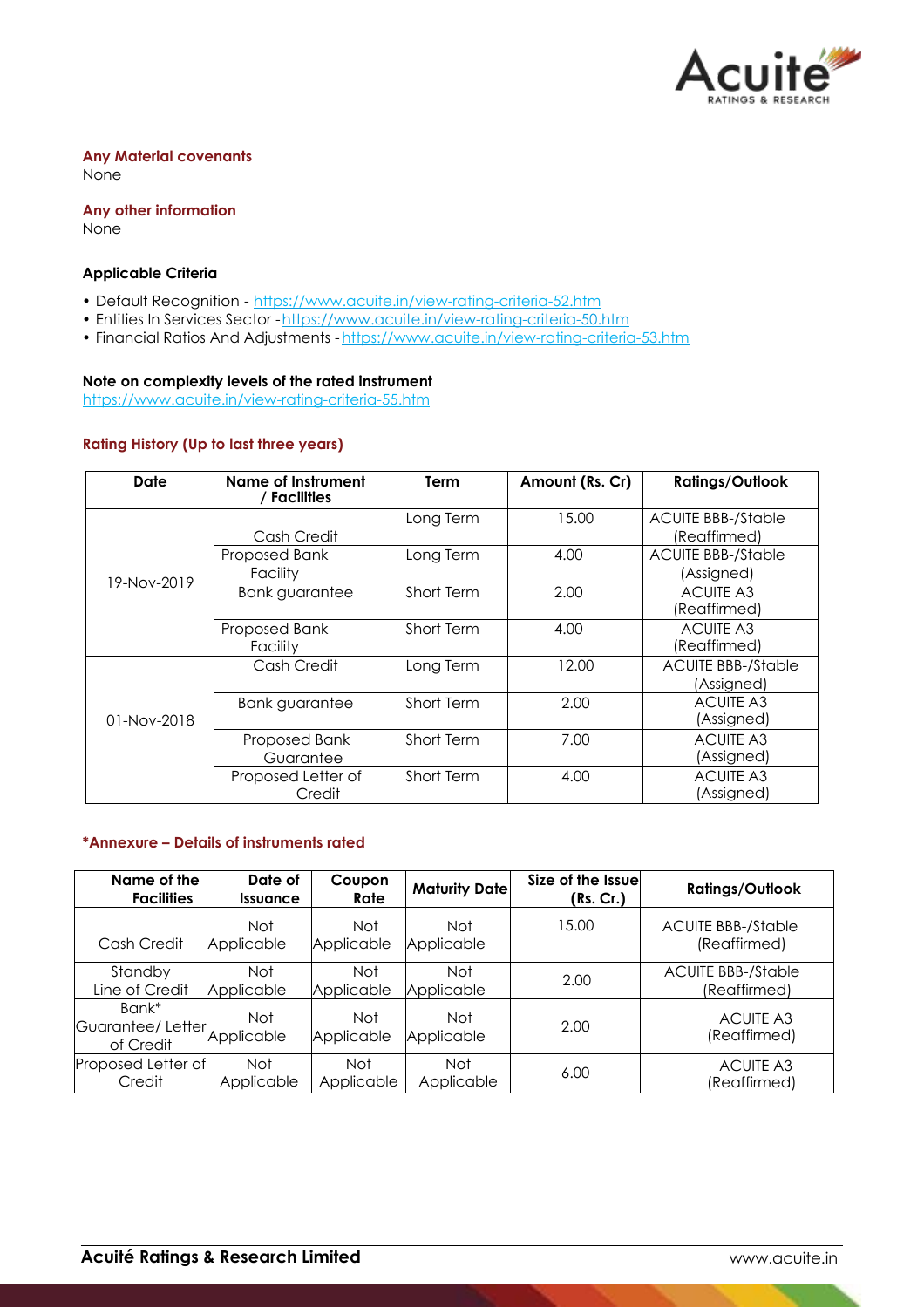**Any Material covenants**
None

**Any other information**
None

**Applicable Criteria**

- Default Recognition - https://www.acuite.in/view-rating-criteria-52.htm
- Entities In Services Sector - https://www.acuite.in/view-rating-criteria-50.htm
- Financial Ratios And Adjustments - https://www.acuite.in/view-rating-criteria-53.htm

**Note on complexity levels of the rated instrument**
https://www.acuite.in/view-rating-criteria-55.htm

**Rating History (Up to last three years)**

| Date | Name of Instrument / Facilities | Term | Amount (Rs. Cr) | Ratings/Outlook |
|---|---|---|---|---|
| 19-Nov-2019 | Cash Credit | Long Term | 15.00 | ACUITE BBB-/Stable (Reaffirmed) |
| | Proposed Bank Facility | Long Term | 4.00 | ACUITE BBB-/Stable (Assigned) |
| | Bank guarantee | Short Term | 2.00 | ACUITE A3 (Reaffirmed) |
| | Proposed Bank Facility | Short Term | 4.00 | ACUITE A3 (Reaffirmed) |
| 01-Nov-2018 | Cash Credit | Long Term | 12.00 | ACUITE BBB-/Stable (Assigned) |
| | Bank guarantee | Short Term | 2.00 | ACUITE A3 (Assigned) |
| | Proposed Bank Guarantee | Short Term | 7.00 | ACUITE A3 (Assigned) |
| | Proposed Letter of Credit | Short Term | 4.00 | ACUITE A3 (Assigned) |

***Annexure – Details of instruments rated**

| Name of the Facilities | Date of Issuance | Coupon Rate | Maturity Date | Size of the Issue (Rs. Cr.) | Ratings/Outlook |
|---|---|---|---|---|---|
| Cash Credit | Not Applicable | Not Applicable | Not Applicable | 15.00 | ACUITE BBB-/Stable (Reaffirmed) |
| Standby Line of Credit | Not Applicable | Not Applicable | Not Applicable | 2.00 | ACUITE BBB-/Stable (Reaffirmed) |
| Bank* Guarantee/ Letter of Credit | Not Applicable | Not Applicable | Not Applicable | 2.00 | ACUITE A3 (Reaffirmed) |
| Proposed Letter of Credit | Not Applicable | Not Applicable | Not Applicable | 6.00 | ACUITE A3 (Reaffirmed) |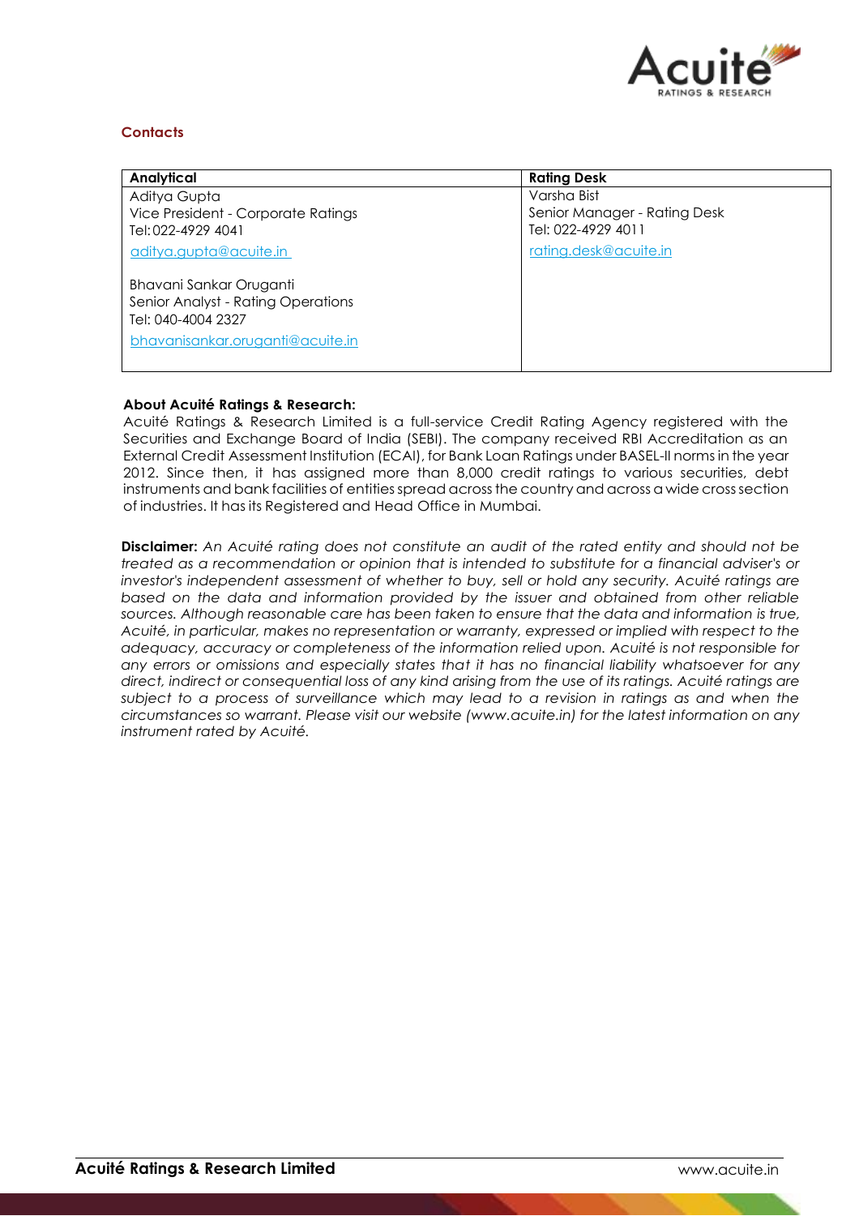## Contacts

| Analytical | Rating Desk |
|---|---|
| Aditya Gupta<br>Vice President - Corporate Ratings<br>Tel: 022-4929 4041<br>aditya.gupta@acuite.in<br><br>Bhavani Sankar Oruganti<br>Senior Analyst - Rating Operations<br>Tel: 040-4004 2327<br>bhavanisankar.oruganti@acuite.in | Varsha Bist<br>Senior Manager - Rating Desk<br>Tel: 022-4929 4011<br>rating.desk@acuite.in |

**About Acuité Ratings & Research:**
Acuité Ratings & Research Limited is a full-service Credit Rating Agency registered with the Securities and Exchange Board of India (SEBI). The company received RBI Accreditation as an External Credit Assessment Institution (ECAI), for Bank Loan Ratings under BASEL-II norms in the year 2012. Since then, it has assigned more than 8,000 credit ratings to various securities, debt instruments and bank facilities of entities spread across the country and across a wide cross section of industries. It has its Registered and Head Office in Mumbai.

**Disclaimer:** *An Acuité rating does not constitute an audit of the rated entity and should not be treated as a recommendation or opinion that is intended to substitute for a financial adviser's or investor's independent assessment of whether to buy, sell or hold any security. Acuité ratings are based on the data and information provided by the issuer and obtained from other reliable sources. Although reasonable care has been taken to ensure that the data and information is true, Acuité, in particular, makes no representation or warranty, expressed or implied with respect to the adequacy, accuracy or completeness of the information relied upon. Acuité is not responsible for any errors or omissions and especially states that it has no financial liability whatsoever for any direct, indirect or consequential loss of any kind arising from the use of its ratings. Acuité ratings are subject to a process of surveillance which may lead to a revision in ratings as and when the circumstances so warrant. Please visit our website (www.acuite.in) for the latest information on any instrument rated by Acuité.*